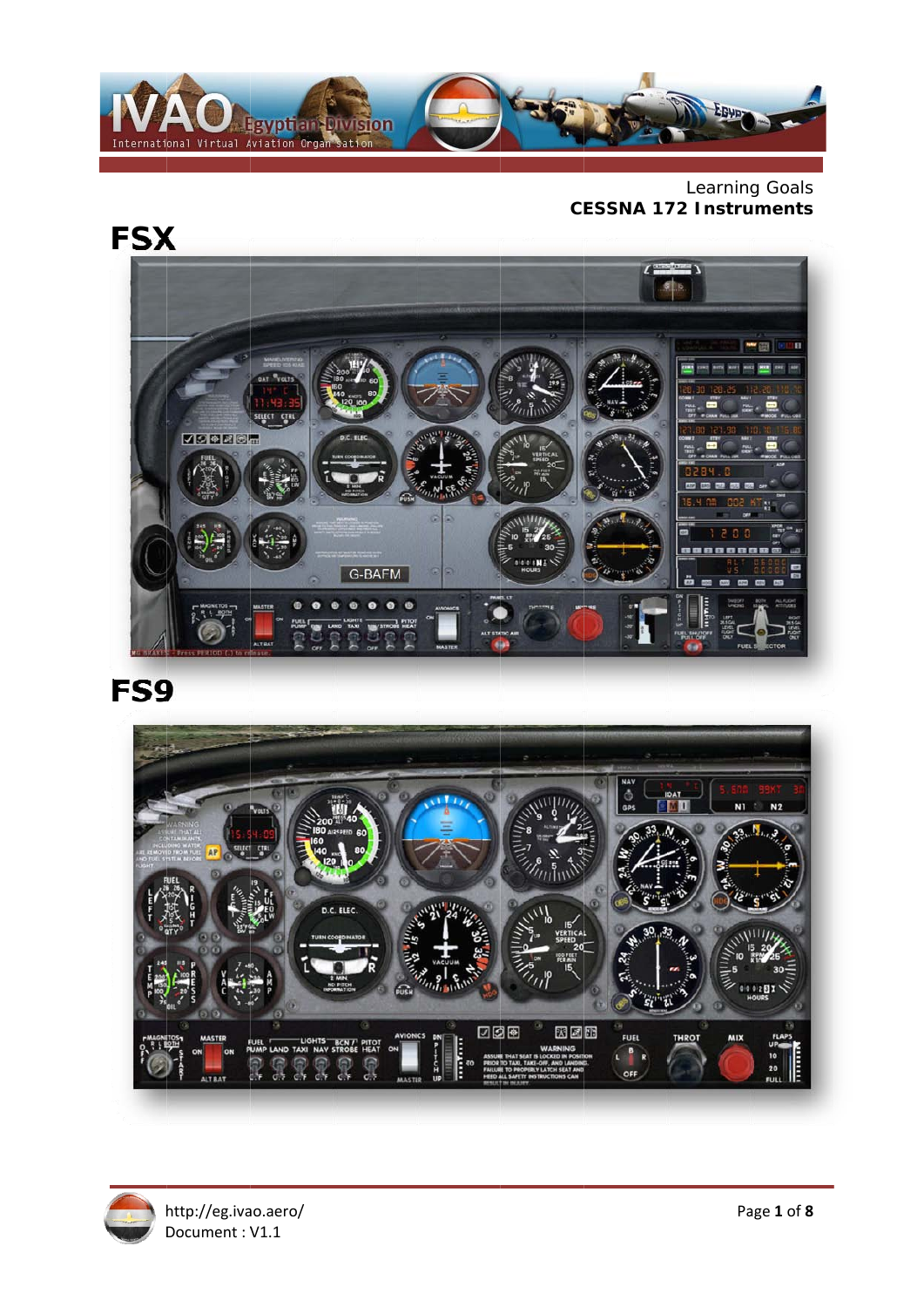Learning Goals
**CESSNA 172 Instruments**

# FSX

# FS9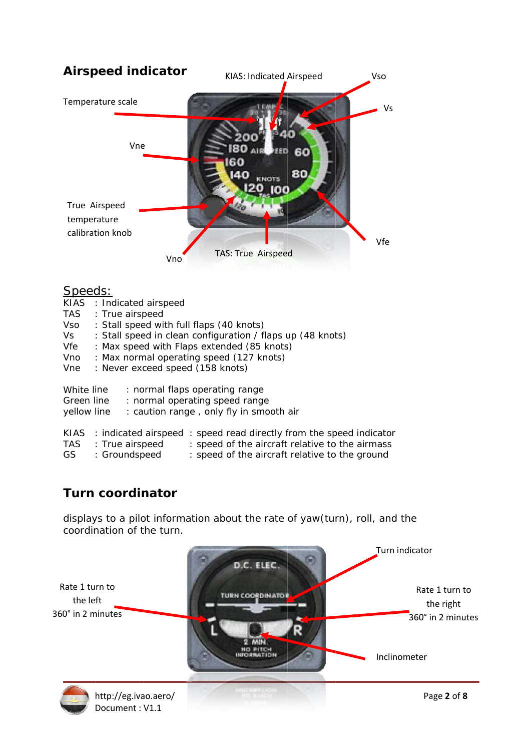## Airspeed indicator

Temperature scale

KIAS: Indicated Airspeed

Vso

Vs

Vne

True Airspeed temperature calibration knob

Vfe

Vno

TAS: True Airspeed

### Speeds:

| | | |
|---|---|---|
| KIAS | : | Indicated airspeed |
| TAS | : | True airspeed |
| Vso | : | Stall speed with full flaps (40 knots) |
| Vs | : | Stall speed in clean configuration / flaps up (48 knots) |
| Vfe | : | Max speed with Flaps extended (85 knots) |
| Vno | : | Max normal operating speed (127 knots) |
| Vne | : | Never exceed speed (158 knots) |

| | | |
|---|---|---|
| White line | : | normal flaps operating range |
| Green line | : | normal operating speed range |
| yellow line | : | caution range , only fly in smooth air |

| | | |
|---|---|---|
| KIAS | : indicated airspeed | : speed read directly from the speed indicator |
| TAS | : True airspeed | : speed of the aircraft relative to the airmass |
| GS | : Groundspeed | : speed of the aircraft relative to the ground |

## Turn coordinator

displays to a pilot information about the rate of yaw(turn), roll, and the coordination of the turn.

Turn indicator

Rate 1 turn to the left 360° in 2 minutes

Rate 1 turn to the right 360° in 2 minutes

Inclinometer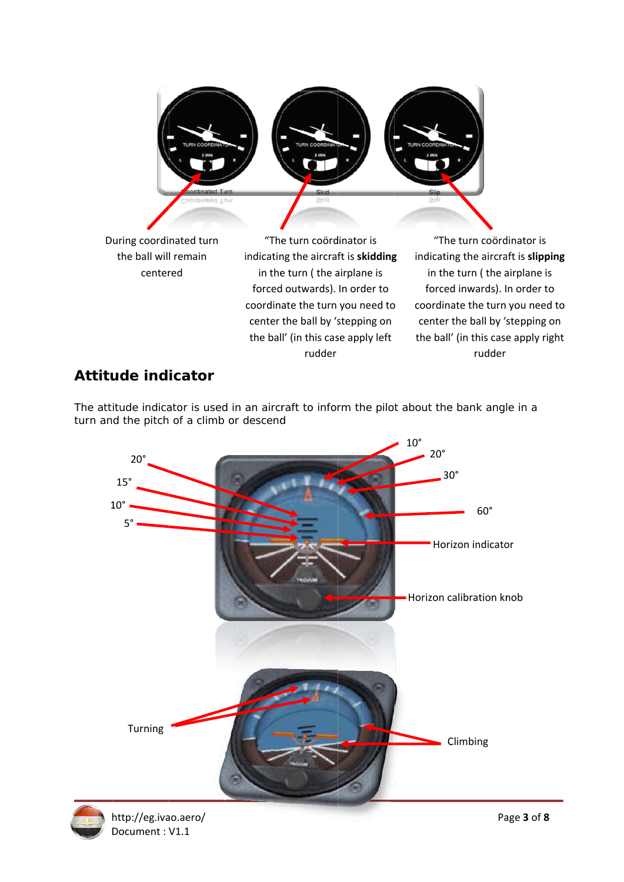During coordinated turn the ball will remain centered

“The turn coördinator is indicating the aircraft is **skidding** in the turn ( the airplane is forced outwards). In order to coordinate the turn you need to center the ball by ‘stepping on the ball’ (in this case apply left rudder

“The turn coördinator is indicating the aircraft is **slipping** in the turn ( the airplane is forced inwards). In order to coordinate the turn you need to center the ball by ‘stepping on the ball’ (in this case apply right rudder

## Attitude indicator

The attitude indicator is used in an aircraft to inform the pilot about the bank angle in a turn and the pitch of a climb or descend

20˚

15˚

10˚

5˚

10˚

20˚

30˚

60˚

Horizon indicator

Horizon calibration knob

Turning

Climbing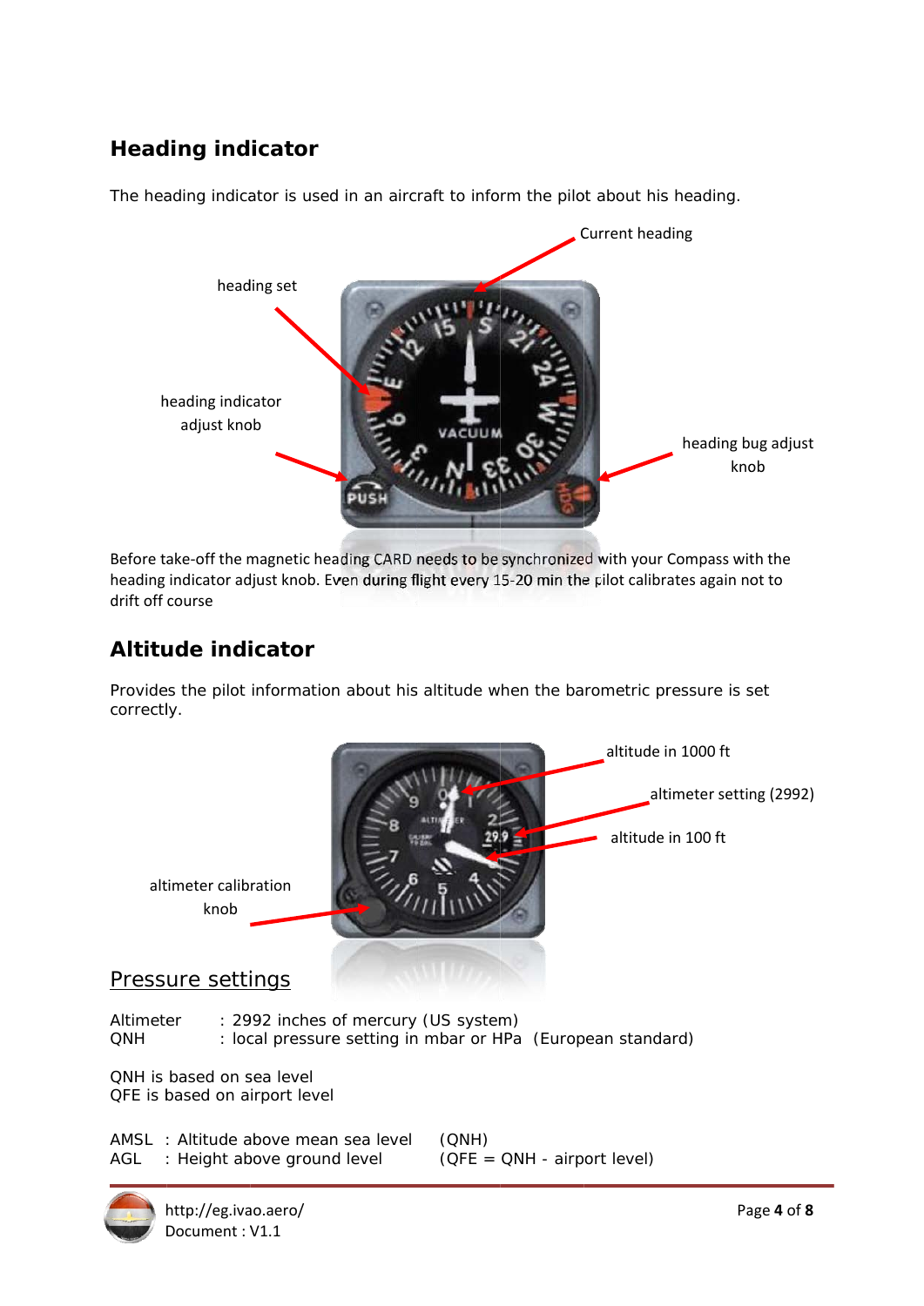## Heading indicator

The heading indicator is used in an aircraft to inform the pilot about his heading.

Current heading

heading set

heading indicator adjust knob

heading bug adjust knob

Before take-off the magnetic heading CARD needs to be synchronized with your Compass with the heading indicator adjust knob. Even during flight every 15-20 min the pilot calibrates again not to drift off course

## Altitude indicator

Provides the pilot information about his altitude when the barometric pressure is set correctly.

altitude in 1000 ft

altimeter setting (2992)

altitude in 100 ft

altimeter calibration knob

### Pressure settings

| | |
|---|---|
| Altimeter | : 2992 inches of mercury (US system) |
| QNH | : local pressure setting in mbar or HPa (European standard) |

QNH is based on sea level
QFE is based on airport level

| | | |
|---|---|---|
| AMSL | : Altitude above mean sea level | (QNH) |
| AGL | : Height above ground level | (QFE = QNH - airport level) |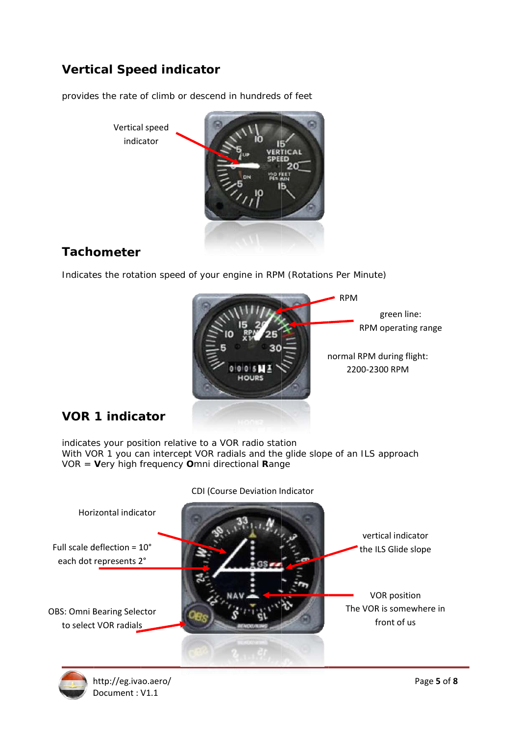## Vertical Speed indicator

provides the rate of climb or descend in hundreds of feet

Vertical speed indicator

## Tachometer

Indicates the rotation speed of your engine in RPM (Rotations Per Minute)

RPM

green line:
RPM operating range

normal RPM during flight:
2200-2300 RPM

## VOR 1 indicator

indicates your position relative to a VOR radio station
With VOR 1 you can intercept VOR radials and the glide slope of an ILS approach
VOR = **V**ery high frequency **O**mni directional **R**ange

CDI (Course Deviation Indicator

Horizontal indicator

Full scale deflection = 10°
each dot represents 2°

OBS: Omni Bearing Selector
to select VOR radials

vertical indicator
the ILS Glide slope

VOR position
The VOR is somewhere in front of us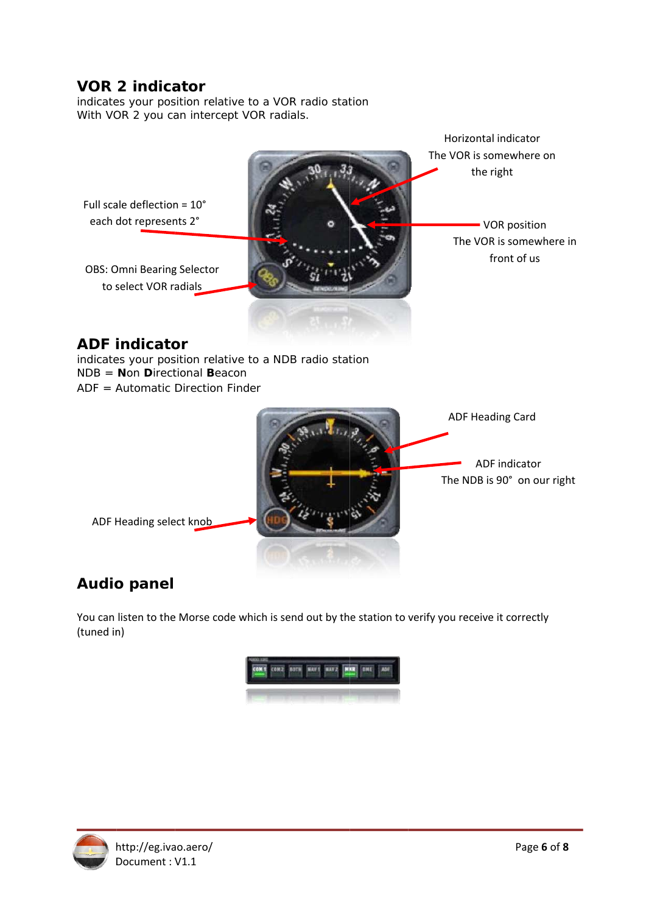## VOR 2 indicator

indicates your position relative to a VOR radio station
With VOR 2 you can intercept VOR radials.

Horizontal indicator
The VOR is somewhere on the right

Full scale deflection = 10°
each dot represents 2°

VOR position
The VOR is somewhere in front of us

OBS: Omni Bearing Selector
to select VOR radials

## ADF indicator

indicates your position relative to a NDB radio station
NDB = **N**on **D**irectional **B**eacon
ADF = Automatic Direction Finder

ADF Heading Card

ADF indicator
The NDB is 90° on our right

ADF Heading select knob

## Audio panel

You can listen to the Morse code which is send out by the station to verify you receive it correctly (tuned in)

http://eg.ivao.aero/
Document : V1.1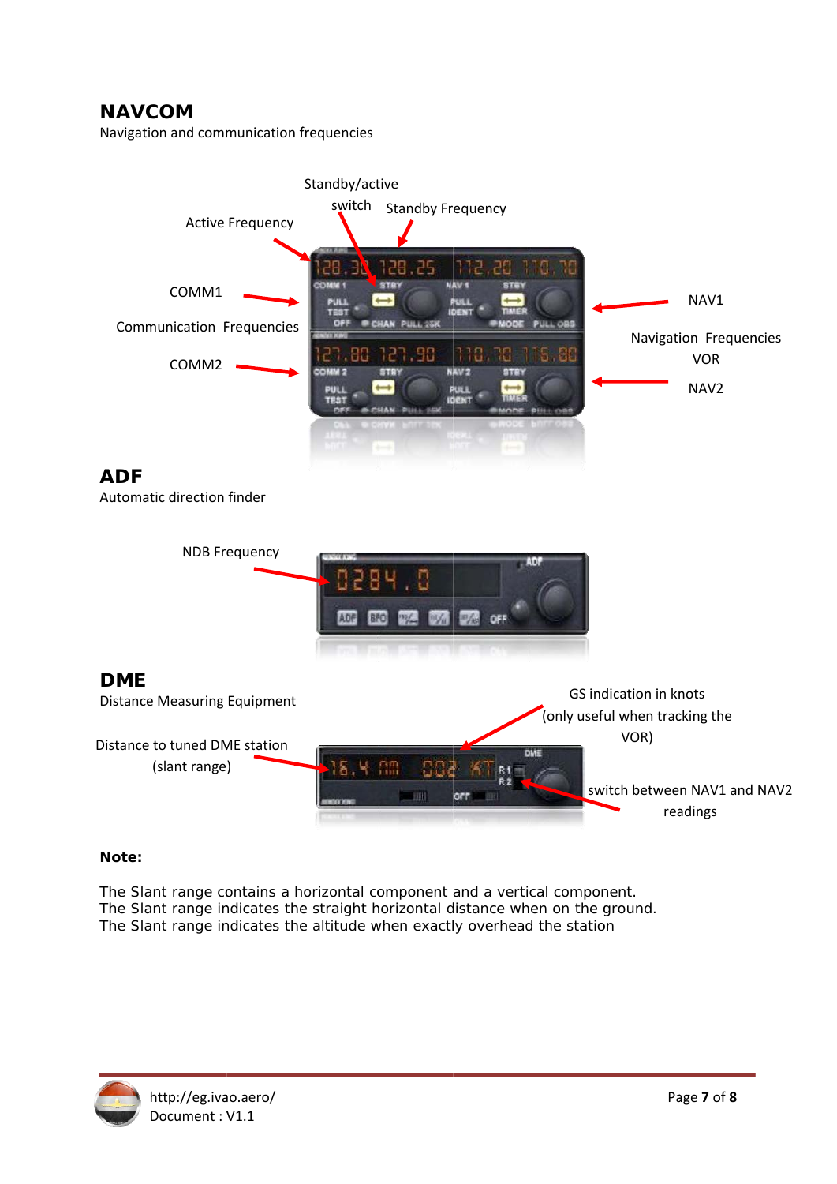## NAVCOM

Navigation and communication frequencies

Standby/active switch

Standby Frequency

Active Frequency

COMM1

Communication Frequencies

COMM2

NAV1

Navigation Frequencies VOR

NAV2

## ADF

Automatic direction finder

NDB Frequency

## DME

Distance Measuring Equipment

GS indication in knots (only useful when tracking the VOR)

Distance to tuned DME station (slant range)

switch between NAV1 and NAV2 readings

**Note:**

The Slant range contains a horizontal component and a vertical component.
The Slant range indicates the straight horizontal distance when on the ground.
The Slant range indicates the altitude when exactly overhead the station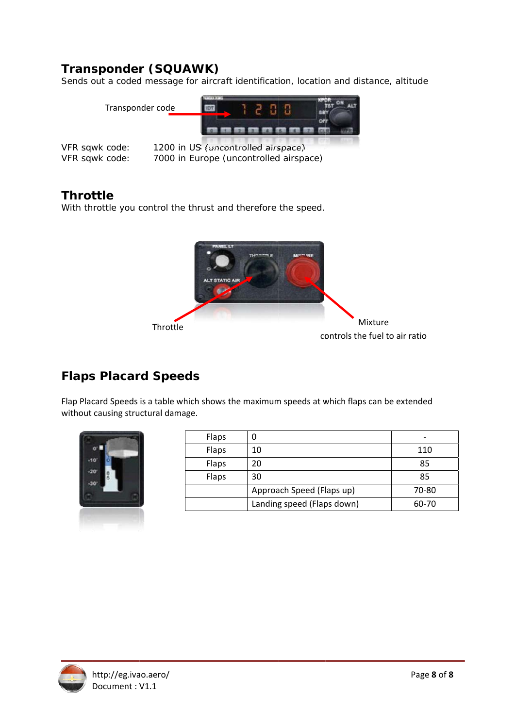## Transponder (SQUAWK)

Sends out a coded message for aircraft identification, location and distance, altitude

Transponder code

VFR sqwk code: 1200 in US (uncontrolled airspace)
VFR sqwk code: 7000 in Europe (uncontrolled airspace)

## Throttle

With throttle you control the thrust and therefore the speed.

Throttle

Mixture
controls the fuel to air ratio

## Flaps Placard Speeds

Flap Placard Speeds is a table which shows the maximum speeds at which flaps can be extended without causing structural damage.

| | | |
|---|---|---|
| Flaps | 0 | - |
| Flaps | 10 | 110 |
| Flaps | 20 | 85 |
| Flaps | 30 | 85 |
| | Approach Speed (Flaps up) | 70-80 |
| | Landing speed (Flaps down) | 60-70 |

http://eg.ivao.aero/
Document : V1.1